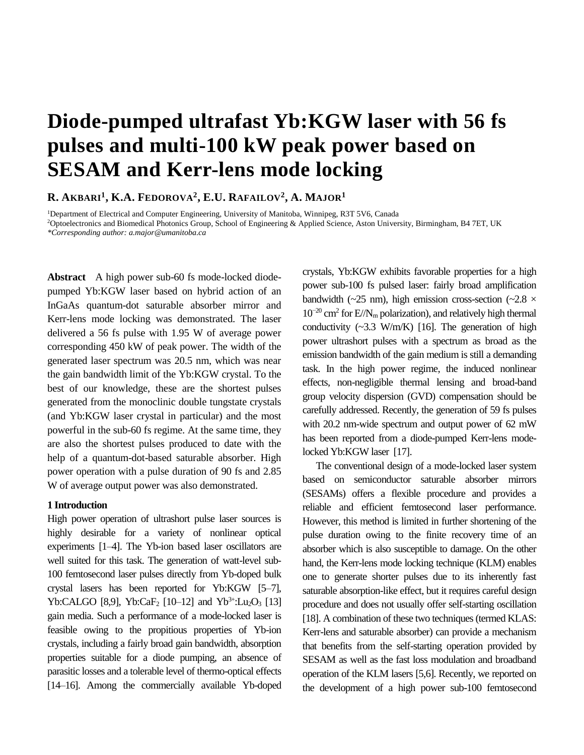# Diode-pumped ultrafast Yb:KGW laser with 56 fs pulses and multi-100 kW peak power based on SESAM and Kerr-lens mode locking

**R. AKBARI[1], K.A. FEDOROVA[2], E.U. RAFAILOV[2], A. MAJOR[1]**

[1]Department of Electrical and Computer Engineering, University of Manitoba, Winnipeg, R3T 5V6, Canada
[2]Optoelectronics and Biomedical Photonics Group, School of Engineering & Applied Science, Aston University, Birmingham, B4 7ET, UK
*\*Corresponding author: a.major@umanitoba.ca*

**Abstract** A high power sub-60 fs mode-locked diode-pumped Yb:KGW laser based on hybrid action of an InGaAs quantum-dot saturable absorber mirror and Kerr-lens mode locking was demonstrated. The laser delivered a 56 fs pulse with 1.95 W of average power corresponding 450 kW of peak power. The width of the generated laser spectrum was 20.5 nm, which was near the gain bandwidth limit of the Yb:KGW crystal. To the best of our knowledge, these are the shortest pulses generated from the monoclinic double tungstate crystals (and Yb:KGW laser crystal in particular) and the most powerful in the sub-60 fs regime. At the same time, they are also the shortest pulses produced to date with the help of a quantum-dot-based saturable absorber. High power operation with a pulse duration of 90 fs and 2.85 W of average output power was also demonstrated.

## 1 Introduction

High power operation of ultrashort pulse laser sources is highly desirable for a variety of nonlinear optical experiments [1–4]. The Yb-ion based laser oscillators are well suited for this task. The generation of watt-level sub-100 femtosecond laser pulses directly from Yb-doped bulk crystal lasers has been reported for Yb:KGW [5–7], Yb:CALGO [8,9], $Yb:CaF_2$ [10–12] and $Yb^{3+}:Lu_2O_3$ [13] gain media. Such a performance of a mode-locked laser is feasible owing to the propitious properties of Yb-ion crystals, including a fairly broad gain bandwidth, absorption properties suitable for a diode pumping, an absence of parasitic losses and a tolerable level of thermo-optical effects [14–16]. Among the commercially available Yb-doped crystals, Yb:KGW exhibits favorable properties for a high power sub-100 fs pulsed laser: fairly broad amplification bandwidth (~25 nm), high emission cross-section (~$2.8 \times 10^{-20}$ $cm^2$ for $E//N_m$ polarization), and relatively high thermal conductivity (~3.3 W/m/K) [16]. The generation of high power ultrashort pulses with a spectrum as broad as the emission bandwidth of the gain medium is still a demanding task. In the high power regime, the induced nonlinear effects, non-negligible thermal lensing and broad-band group velocity dispersion (GVD) compensation should be carefully addressed. Recently, the generation of 59 fs pulses with 20.2 nm-wide spectrum and output power of 62 mW has been reported from a diode-pumped Kerr-lens mode-locked Yb:KGW laser [17].

The conventional design of a mode-locked laser system based on semiconductor saturable absorber mirrors (SESAMs) offers a flexible procedure and provides a reliable and efficient femtosecond laser performance. However, this method is limited in further shortening of the pulse duration owing to the finite recovery time of an absorber which is also susceptible to damage. On the other hand, the Kerr-lens mode locking technique (KLM) enables one to generate shorter pulses due to its inherently fast saturable absorption-like effect, but it requires careful design procedure and does not usually offer self-starting oscillation [18]. A combination of these two techniques (termed KLAS: Kerr-lens and saturable absorber) can provide a mechanism that benefits from the self-starting operation provided by SESAM as well as the fast loss modulation and broadband operation of the KLM lasers [5,6]. Recently, we reported on the development of a high power sub-100 femtosecond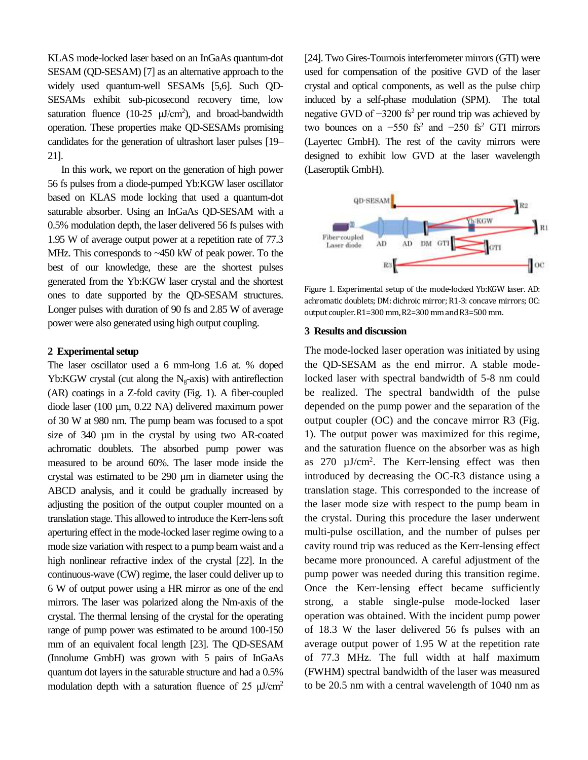KLAS mode-locked laser based on an InGaAs quantum-dot SESAM (QD-SESAM) [7] as an alternative approach to the widely used quantum-well SESAMs [5,6]. Such QD-SESAMs exhibit sub-picosecond recovery time, low saturation fluence (10-25 μJ/cm$^2$), and broad-bandwidth operation. These properties make QD-SESAMs promising candidates for the generation of ultrashort laser pulses [19–21].

In this work, we report on the generation of high power 56 fs pulses from a diode-pumped Yb:KGW laser oscillator based on KLAS mode locking that used a quantum-dot saturable absorber. Using an InGaAs QD-SESAM with a 0.5% modulation depth, the laser delivered 56 fs pulses with 1.95 W of average output power at a repetition rate of 77.3 MHz. This corresponds to ~450 kW of peak power. To the best of our knowledge, these are the shortest pulses generated from the Yb:KGW laser crystal and the shortest ones to date supported by the QD-SESAM structures. Longer pulses with duration of 90 fs and 2.85 W of average power were also generated using high output coupling.

## 2 Experimental setup

The laser oscillator used a 6 mm-long 1.6 at. % doped Yb:KGW crystal (cut along the $N_g$-axis) with antireflection (AR) coatings in a Z-fold cavity (Fig. 1). A fiber-coupled diode laser (100 μm, 0.22 NA) delivered maximum power of 30 W at 980 nm. The pump beam was focused to a spot size of 340 μm in the crystal by using two AR-coated achromatic doublets. The absorbed pump power was measured to be around 60%. The laser mode inside the crystal was estimated to be 290 μm in diameter using the ABCD analysis, and it could be gradually increased by adjusting the position of the output coupler mounted on a translation stage. This allowed to introduce the Kerr-lens soft aperturing effect in the mode-locked laser regime owing to a mode size variation with respect to a pump beam waist and a high nonlinear refractive index of the crystal [22]. In the continuous-wave (CW) regime, the laser could deliver up to 6 W of output power using a HR mirror as one of the end mirrors. The laser was polarized along the Nm-axis of the crystal. The thermal lensing of the crystal for the operating range of pump power was estimated to be around 100-150 mm of an equivalent focal length [23]. The QD-SESAM (Innolume GmbH) was grown with 5 pairs of InGaAs quantum dot layers in the saturable structure and had a 0.5% modulation depth with a saturation fluence of 25 μJ/cm$^2$ [24]. Two Gires-Tournois interferometer mirrors (GTI) were used for compensation of the positive GVD of the laser crystal and optical components, as well as the pulse chirp induced by a self-phase modulation (SPM). The total negative GVD of −3200 fs$^2$ per round trip was achieved by two bounces on a −550 fs$^2$ and −250 fs$^2$ GTI mirrors (Layertec GmbH). The rest of the cavity mirrors were designed to exhibit low GVD at the laser wavelength (Laseroptik GmbH).

Figure 1. Experimental setup of the mode-locked Yb:KGW laser. AD: achromatic doublets; DM: dichroic mirror; R1-3: concave mirrors; OC: output coupler. R1=300 mm, R2=300 mm and R3=500 mm.

## 3 Results and discussion

The mode-locked laser operation was initiated by using the QD-SESAM as the end mirror. A stable mode-locked laser with spectral bandwidth of 5-8 nm could be realized. The spectral bandwidth of the pulse depended on the pump power and the separation of the output coupler (OC) and the concave mirror R3 (Fig. 1). The output power was maximized for this regime, and the saturation fluence on the absorber was as high as 270 μJ/cm$^2$. The Kerr-lensing effect was then introduced by decreasing the OC-R3 distance using a translation stage. This corresponded to the increase of the laser mode size with respect to the pump beam in the crystal. During this procedure the laser underwent multi-pulse oscillation, and the number of pulses per cavity round trip was reduced as the Kerr-lensing effect became more pronounced. A careful adjustment of the pump power was needed during this transition regime. Once the Kerr-lensing effect became sufficiently strong, a stable single-pulse mode-locked laser operation was obtained. With the incident pump power of 18.3 W the laser delivered 56 fs pulses with an average output power of 1.95 W at the repetition rate of 77.3 MHz. The full width at half maximum (FWHM) spectral bandwidth of the laser was measured to be 20.5 nm with a central wavelength of 1040 nm as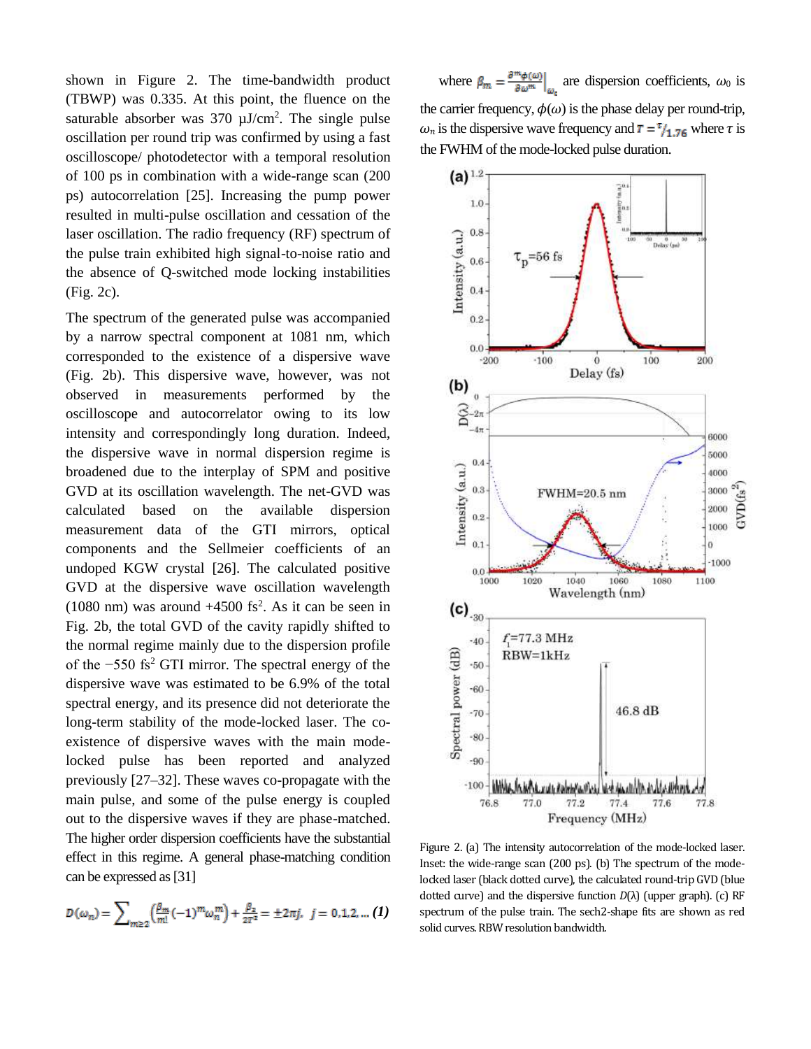shown in Figure 2. The time-bandwidth product (TBWP) was 0.335. At this point, the fluence on the saturable absorber was 370 μJ/cm$^2$. The single pulse oscillation per round trip was confirmed by using a fast oscilloscope/ photodetector with a temporal resolution of 100 ps in combination with a wide-range scan (200 ps) autocorrelation [25]. Increasing the pump power resulted in multi-pulse oscillation and cessation of the laser oscillation. The radio frequency (RF) spectrum of the pulse train exhibited high signal-to-noise ratio and the absence of Q-switched mode locking instabilities (Fig. 2c).

The spectrum of the generated pulse was accompanied by a narrow spectral component at 1081 nm, which corresponded to the existence of a dispersive wave (Fig. 2b). This dispersive wave, however, was not observed in measurements performed by the oscilloscope and autocorrelator owing to its low intensity and correspondingly long duration. Indeed, the dispersive wave in normal dispersion regime is broadened due to the interplay of SPM and positive GVD at its oscillation wavelength. The net-GVD was calculated based on the available dispersion measurement data of the GTI mirrors, optical components and the Sellmeier coefficients of an undoped KGW crystal [26]. The calculated positive GVD at the dispersive wave oscillation wavelength (1080 nm) was around +4500 fs$^2$. As it can be seen in Fig. 2b, the total GVD of the cavity rapidly shifted to the normal regime mainly due to the dispersion profile of the −550 fs$^2$ GTI mirror. The spectral energy of the dispersive wave was estimated to be 6.9% of the total spectral energy, and its presence did not deteriorate the long-term stability of the mode-locked laser. The co-existence of dispersive waves with the main mode-locked pulse has been reported and analyzed previously [27–32]. These waves co-propagate with the main pulse, and some of the pulse energy is coupled out to the dispersive waves if they are phase-matched. The higher order dispersion coefficients have the substantial effect in this regime. A general phase-matching condition can be expressed as [31]

$$D(\omega_n) = \sum_{m\geq 2}\left(\frac{\beta_m}{m!}(-1)^m\omega_n^m\right) + \frac{\beta_2}{2T^2} = \pm 2\pi j,\ \ j = 0,1,2,\dots \quad (1)$$

where $\beta_m = \left.\frac{\partial^m \phi(\omega)}{\partial \omega^m}\right|_{\omega_0}$ are dispersion coefficients, $\omega_0$ is the carrier frequency, $\phi(\omega)$ is the phase delay per round-trip, $\omega_n$ is the dispersive wave frequency and $T = {}^{\tau}/_{1.76}$ where $\tau$ is the FWHM of the mode-locked pulse duration.

Figure 2. (a) The intensity autocorrelation of the mode-locked laser. Inset: the wide-range scan (200 ps). (b) The spectrum of the mode-locked laser (black dotted curve), the calculated round-trip GVD (blue dotted curve) and the dispersive function $D(\lambda)$ (upper graph). (c) RF spectrum of the pulse train. The sech2-shape fits are shown as red solid curves. RBW resolution bandwidth.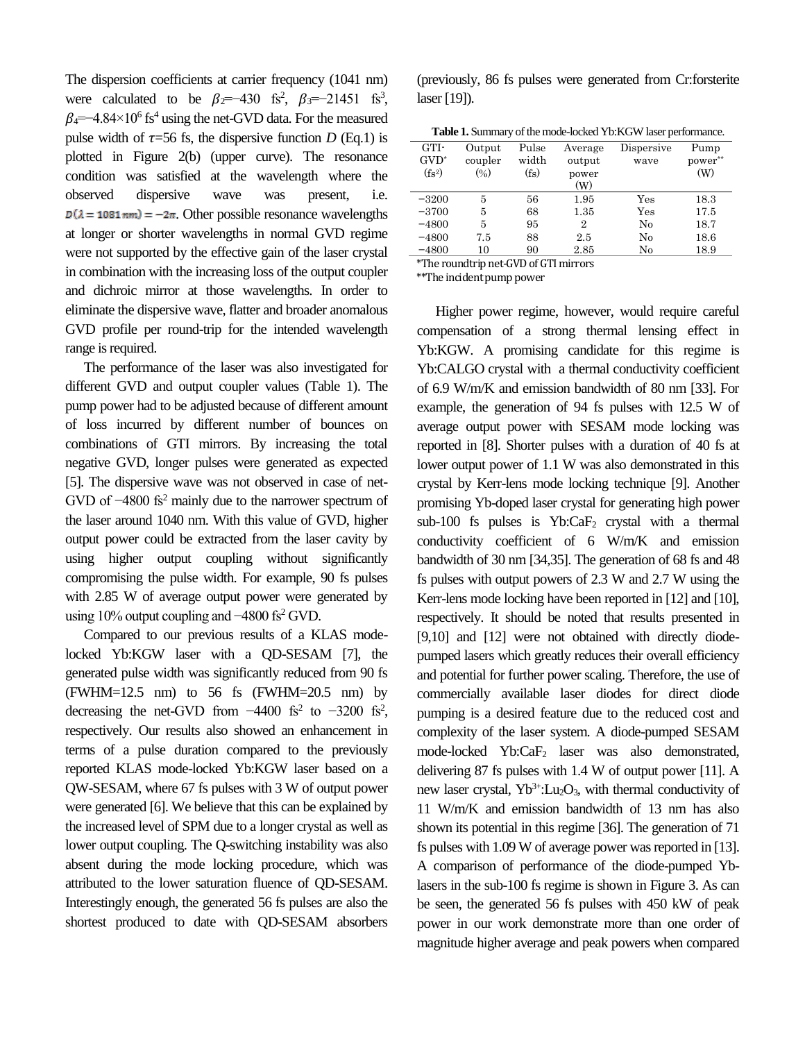The dispersion coefficients at carrier frequency (1041 nm) were calculated to be $\beta_2$=−430 fs$^2$, $\beta_3$=−21451 fs$^3$, $\beta_4$=−4.84×10$^6$ fs$^4$ using the net-GVD data. For the measured pulse width of $\tau$=56 fs, the dispersive function $D$ (Eq.1) is plotted in Figure 2(b) (upper curve). The resonance condition was satisfied at the wavelength where the observed dispersive wave was present, i.e. $D(\lambda = 1081\,nm) = -2\pi$. Other possible resonance wavelengths at longer or shorter wavelengths in normal GVD regime were not supported by the effective gain of the laser crystal in combination with the increasing loss of the output coupler and dichroic mirror at those wavelengths. In order to eliminate the dispersive wave, flatter and broader anomalous GVD profile per round-trip for the intended wavelength range is required.

The performance of the laser was also investigated for different GVD and output coupler values (Table 1). The pump power had to be adjusted because of different amount of loss incurred by different number of bounces on combinations of GTI mirrors. By increasing the total negative GVD, longer pulses were generated as expected [5]. The dispersive wave was not observed in case of net-GVD of −4800 fs$^2$ mainly due to the narrower spectrum of the laser around 1040 nm. With this value of GVD, higher output power could be extracted from the laser cavity by using higher output coupling without significantly compromising the pulse width. For example, 90 fs pulses with 2.85 W of average output power were generated by using 10% output coupling and −4800 fs$^2$ GVD.

Compared to our previous results of a KLAS mode-locked Yb:KGW laser with a QD-SESAM [7], the generated pulse width was significantly reduced from 90 fs (FWHM=12.5 nm) to 56 fs (FWHM=20.5 nm) by decreasing the net-GVD from −4400 fs$^2$ to −3200 fs$^2$, respectively. Our results also showed an enhancement in terms of a pulse duration compared to the previously reported KLAS mode-locked Yb:KGW laser based on a QW-SESAM, where 67 fs pulses with 3 W of output power were generated [6]. We believe that this can be explained by the increased level of SPM due to a longer crystal as well as lower output coupling. The Q-switching instability was also absent during the mode locking procedure, which was attributed to the lower saturation fluence of QD-SESAM. Interestingly enough, the generated 56 fs pulses are also the shortest produced to date with QD-SESAM absorbers (previously, 86 fs pulses were generated from Cr:forsterite laser [19]).

**Table 1.** Summary of the mode-locked Yb:KGW laser performance.

| GTI-GVD* (fs$^2$) | Output coupler (%) | Pulse width (fs) | Average output power (W) | Dispersive wave | Pump power** (W) |
|---|---|---|---|---|---|
| −3200 | 5 | 56 | 1.95 | Yes | 18.3 |
| −3700 | 5 | 68 | 1.35 | Yes | 17.5 |
| −4800 | 5 | 95 | 2 | No | 18.7 |
| −4800 | 7.5 | 88 | 2.5 | No | 18.6 |
| −4800 | 10 | 90 | 2.85 | No | 18.9 |

*The roundtrip net-GVD of GTI mirrors

**The incident pump power

Higher power regime, however, would require careful compensation of a strong thermal lensing effect in Yb:KGW. A promising candidate for this regime is Yb:CALGO crystal with a thermal conductivity coefficient of 6.9 W/m/K and emission bandwidth of 80 nm [33]. For example, the generation of 94 fs pulses with 12.5 W of average output power with SESAM mode locking was reported in [8]. Shorter pulses with a duration of 40 fs at lower output power of 1.1 W was also demonstrated in this crystal by Kerr-lens mode locking technique [9]. Another promising Yb-doped laser crystal for generating high power sub-100 fs pulses is Yb:$CaF_2$ crystal with a thermal conductivity coefficient of 6 W/m/K and emission bandwidth of 30 nm [34,35]. The generation of 68 fs and 48 fs pulses with output powers of 2.3 W and 2.7 W using the Kerr-lens mode locking have been reported in [12] and [10], respectively. It should be noted that results presented in [9,10] and [12] were not obtained with directly diode-pumped lasers which greatly reduces their overall efficiency and potential for further power scaling. Therefore, the use of commercially available laser diodes for direct diode pumping is a desired feature due to the reduced cost and complexity of the laser system. A diode-pumped SESAM mode-locked Yb:$CaF_2$ laser was also demonstrated, delivering 87 fs pulses with 1.4 W of output power [11]. A new laser crystal, $Yb^{3+}$:$Lu_2O_3$, with thermal conductivity of 11 W/m/K and emission bandwidth of 13 nm has also shown its potential in this regime [36]. The generation of 71 fs pulses with 1.09 W of average power was reported in [13]. A comparison of performance of the diode-pumped Yb-lasers in the sub-100 fs regime is shown in Figure 3. As can be seen, the generated 56 fs pulses with 450 kW of peak power in our work demonstrate more than one order of magnitude higher average and peak powers when compared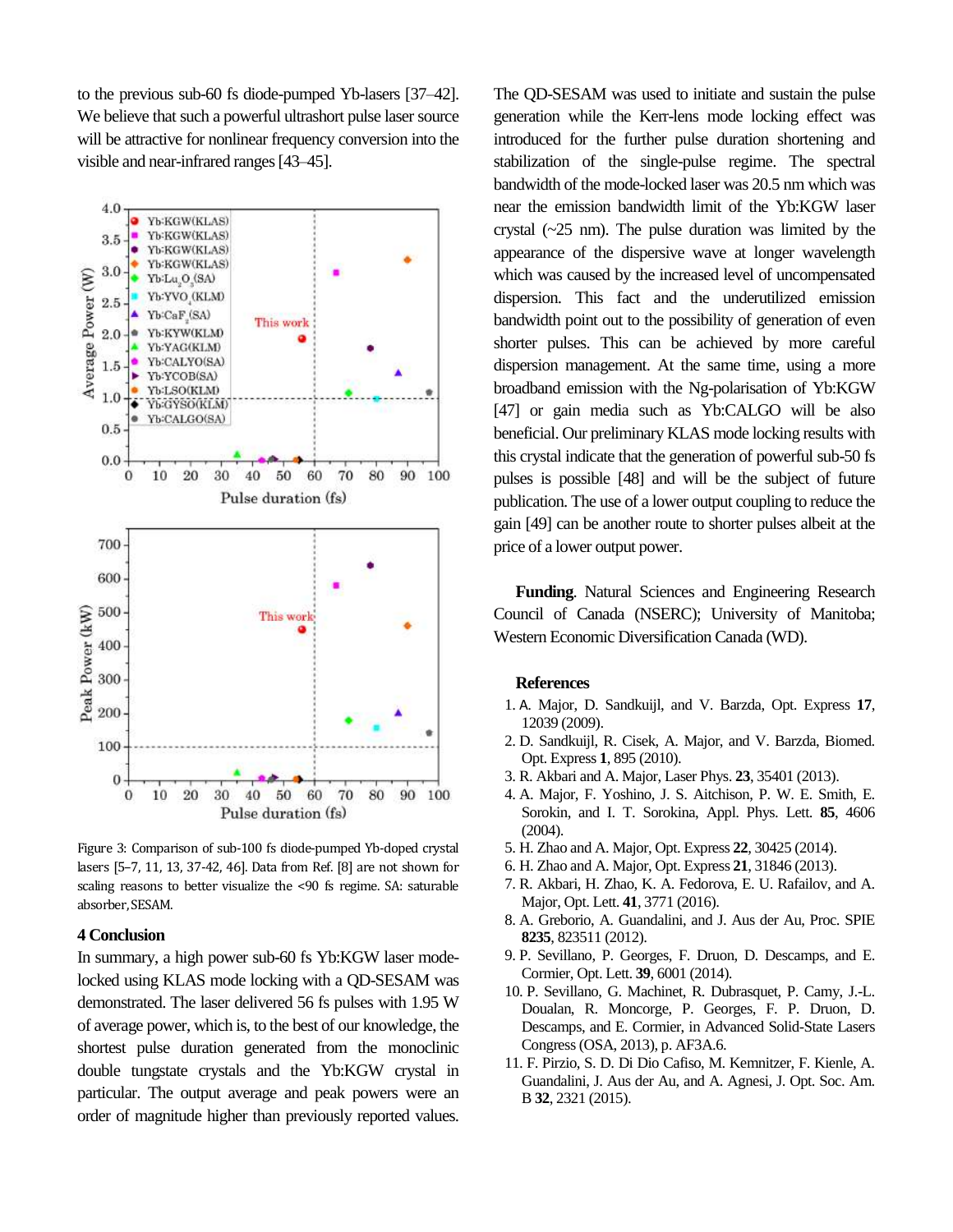to the previous sub-60 fs diode-pumped Yb-lasers [37–42]. We believe that such a powerful ultrashort pulse laser source will be attractive for nonlinear frequency conversion into the visible and near-infrared ranges [43–45].

Figure 3: Comparison of sub-100 fs diode-pumped Yb-doped crystal lasers [5–7, 11, 13, 37-42, 46]. Data from Ref. [8] are not shown for scaling reasons to better visualize the <90 fs regime. SA: saturable absorber, SESAM.

## 4 Conclusion

In summary, a high power sub-60 fs Yb:KGW laser mode-locked using KLAS mode locking with a QD-SESAM was demonstrated. The laser delivered 56 fs pulses with 1.95 W of average power, which is, to the best of our knowledge, the shortest pulse duration generated from the monoclinic double tungstate crystals and the Yb:KGW crystal in particular. The output average and peak powers were an order of magnitude higher than previously reported values. The QD-SESAM was used to initiate and sustain the pulse generation while the Kerr-lens mode locking effect was introduced for the further pulse duration shortening and stabilization of the single-pulse regime. The spectral bandwidth of the mode-locked laser was 20.5 nm which was near the emission bandwidth limit of the Yb:KGW laser crystal (~25 nm). The pulse duration was limited by the appearance of the dispersive wave at longer wavelength which was caused by the increased level of uncompensated dispersion. This fact and the underutilized emission bandwidth point out to the possibility of generation of even shorter pulses. This can be achieved by more careful dispersion management. At the same time, using a more broadband emission with the Ng-polarisation of Yb:KGW [47] or gain media such as Yb:CALGO will be also beneficial. Our preliminary KLAS mode locking results with this crystal indicate that the generation of powerful sub-50 fs pulses is possible [48] and will be the subject of future publication. The use of a lower output coupling to reduce the gain [49] can be another route to shorter pulses albeit at the price of a lower output power.

**Funding**. Natural Sciences and Engineering Research Council of Canada (NSERC); University of Manitoba; Western Economic Diversification Canada (WD).

## References

1. A. Major, D. Sandkuijl, and V. Barzda, Opt. Express **17**, 12039 (2009).
2. D. Sandkuijl, R. Cisek, A. Major, and V. Barzda, Biomed. Opt. Express **1**, 895 (2010).
3. R. Akbari and A. Major, Laser Phys. **23**, 35401 (2013).
4. A. Major, F. Yoshino, J. S. Aitchison, P. W. E. Smith, E. Sorokin, and I. T. Sorokina, Appl. Phys. Lett. **85**, 4606 (2004).
5. H. Zhao and A. Major, Opt. Express **22**, 30425 (2014).
6. H. Zhao and A. Major, Opt. Express **21**, 31846 (2013).
7. R. Akbari, H. Zhao, K. A. Fedorova, E. U. Rafailov, and A. Major, Opt. Lett. **41**, 3771 (2016).
8. A. Greborio, A. Guandalini, and J. Aus der Au, Proc. SPIE **8235**, 823511 (2012).
9. P. Sevillano, P. Georges, F. Druon, D. Descamps, and E. Cormier, Opt. Lett. **39**, 6001 (2014).
10. P. Sevillano, G. Machinet, R. Dubrasquet, P. Camy, J.-L. Doualan, R. Moncorge, P. Georges, F. P. Druon, D. Descamps, and E. Cormier, in Advanced Solid-State Lasers Congress (OSA, 2013), p. AF3A.6.
11. F. Pirzio, S. D. Di Dio Cafiso, M. Kemnitzer, F. Kienle, A. Guandalini, J. Aus der Au, and A. Agnesi, J. Opt. Soc. Am. B **32**, 2321 (2015).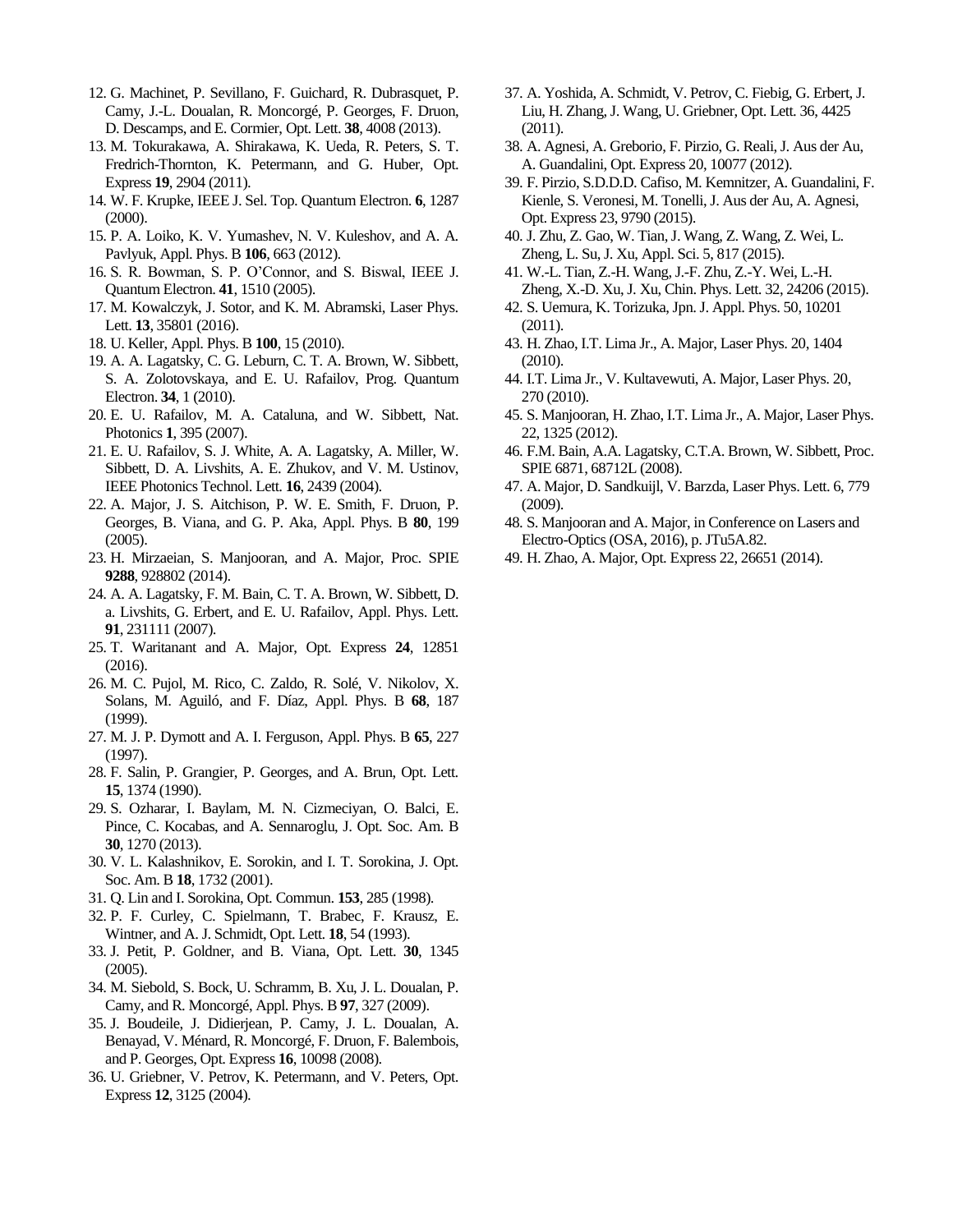12. G. Machinet, P. Sevillano, F. Guichard, R. Dubrasquet, P. Camy, J.-L. Doualan, R. Moncorgé, P. Georges, F. Druon, D. Descamps, and E. Cormier, Opt. Lett. **38**, 4008 (2013).
13. M. Tokurakawa, A. Shirakawa, K. Ueda, R. Peters, S. T. Fredrich-Thornton, K. Petermann, and G. Huber, Opt. Express **19**, 2904 (2011).
14. W. F. Krupke, IEEE J. Sel. Top. Quantum Electron. **6**, 1287 (2000).
15. P. A. Loiko, K. V. Yumashev, N. V. Kuleshov, and A. A. Pavlyuk, Appl. Phys. B **106**, 663 (2012).
16. S. R. Bowman, S. P. O'Connor, and S. Biswal, IEEE J. Quantum Electron. **41**, 1510 (2005).
17. M. Kowalczyk, J. Sotor, and K. M. Abramski, Laser Phys. Lett. **13**, 35801 (2016).
18. U. Keller, Appl. Phys. B **100**, 15 (2010).
19. A. A. Lagatsky, C. G. Leburn, C. T. A. Brown, W. Sibbett, S. A. Zolotovskaya, and E. U. Rafailov, Prog. Quantum Electron. **34**, 1 (2010).
20. E. U. Rafailov, M. A. Cataluna, and W. Sibbett, Nat. Photonics **1**, 395 (2007).
21. E. U. Rafailov, S. J. White, A. A. Lagatsky, A. Miller, W. Sibbett, D. A. Livshits, A. E. Zhukov, and V. M. Ustinov, IEEE Photonics Technol. Lett. **16**, 2439 (2004).
22. A. Major, J. S. Aitchison, P. W. E. Smith, F. Druon, P. Georges, B. Viana, and G. P. Aka, Appl. Phys. B **80**, 199 (2005).
23. H. Mirzaeian, S. Manjooran, and A. Major, Proc. SPIE **9288**, 928802 (2014).
24. A. A. Lagatsky, F. M. Bain, C. T. A. Brown, W. Sibbett, D. a. Livshits, G. Erbert, and E. U. Rafailov, Appl. Phys. Lett. **91**, 231111 (2007).
25. T. Waritanant and A. Major, Opt. Express **24**, 12851 (2016).
26. M. C. Pujol, M. Rico, C. Zaldo, R. Solé, V. Nikolov, X. Solans, M. Aguiló, and F. Díaz, Appl. Phys. B **68**, 187 (1999).
27. M. J. P. Dymott and A. I. Ferguson, Appl. Phys. B **65**, 227 (1997).
28. F. Salin, P. Grangier, P. Georges, and A. Brun, Opt. Lett. **15**, 1374 (1990).
29. S. Ozharar, I. Baylam, M. N. Cizmeciyan, O. Balci, E. Pince, C. Kocabas, and A. Sennaroglu, J. Opt. Soc. Am. B **30**, 1270 (2013).
30. V. L. Kalashnikov, E. Sorokin, and I. T. Sorokina, J. Opt. Soc. Am. B **18**, 1732 (2001).
31. Q. Lin and I. Sorokina, Opt. Commun. **153**, 285 (1998).
32. P. F. Curley, C. Spielmann, T. Brabec, F. Krausz, E. Wintner, and A. J. Schmidt, Opt. Lett. **18**, 54 (1993).
33. J. Petit, P. Goldner, and B. Viana, Opt. Lett. **30**, 1345 (2005).
34. M. Siebold, S. Bock, U. Schramm, B. Xu, J. L. Doualan, P. Camy, and R. Moncorgé, Appl. Phys. B **97**, 327 (2009).
35. J. Boudeile, J. Didierjean, P. Camy, J. L. Doualan, A. Benayad, V. Ménard, R. Moncorgé, F. Druon, F. Balembois, and P. Georges, Opt. Express **16**, 10098 (2008).
36. U. Griebner, V. Petrov, K. Petermann, and V. Peters, Opt. Express **12**, 3125 (2004).
37. A. Yoshida, A. Schmidt, V. Petrov, C. Fiebig, G. Erbert, J. Liu, H. Zhang, J. Wang, U. Griebner, Opt. Lett. 36, 4425 (2011).
38. A. Agnesi, A. Greborio, F. Pirzio, G. Reali, J. Aus der Au, A. Guandalini, Opt. Express 20, 10077 (2012).
39. F. Pirzio, S.D.D.D. Cafiso, M. Kemnitzer, A. Guandalini, F. Kienle, S. Veronesi, M. Tonelli, J. Aus der Au, A. Agnesi, Opt. Express 23, 9790 (2015).
40. J. Zhu, Z. Gao, W. Tian, J. Wang, Z. Wang, Z. Wei, L. Zheng, L. Su, J. Xu, Appl. Sci. 5, 817 (2015).
41. W.-L. Tian, Z.-H. Wang, J.-F. Zhu, Z.-Y. Wei, L.-H. Zheng, X.-D. Xu, J. Xu, Chin. Phys. Lett. 32, 24206 (2015).
42. S. Uemura, K. Torizuka, Jpn. J. Appl. Phys. 50, 10201 (2011).
43. H. Zhao, I.T. Lima Jr., A. Major, Laser Phys. 20, 1404 (2010).
44. I.T. Lima Jr., V. Kultavewuti, A. Major, Laser Phys. 20, 270 (2010).
45. S. Manjooran, H. Zhao, I.T. Lima Jr., A. Major, Laser Phys. 22, 1325 (2012).
46. F.M. Bain, A.A. Lagatsky, C.T.A. Brown, W. Sibbett, Proc. SPIE 6871, 68712L (2008).
47. A. Major, D. Sandkuijl, V. Barzda, Laser Phys. Lett. 6, 779 (2009).
48. S. Manjooran and A. Major, in Conference on Lasers and Electro-Optics (OSA, 2016), p. JTu5A.82.
49. H. Zhao, A. Major, Opt. Express 22, 26651 (2014).